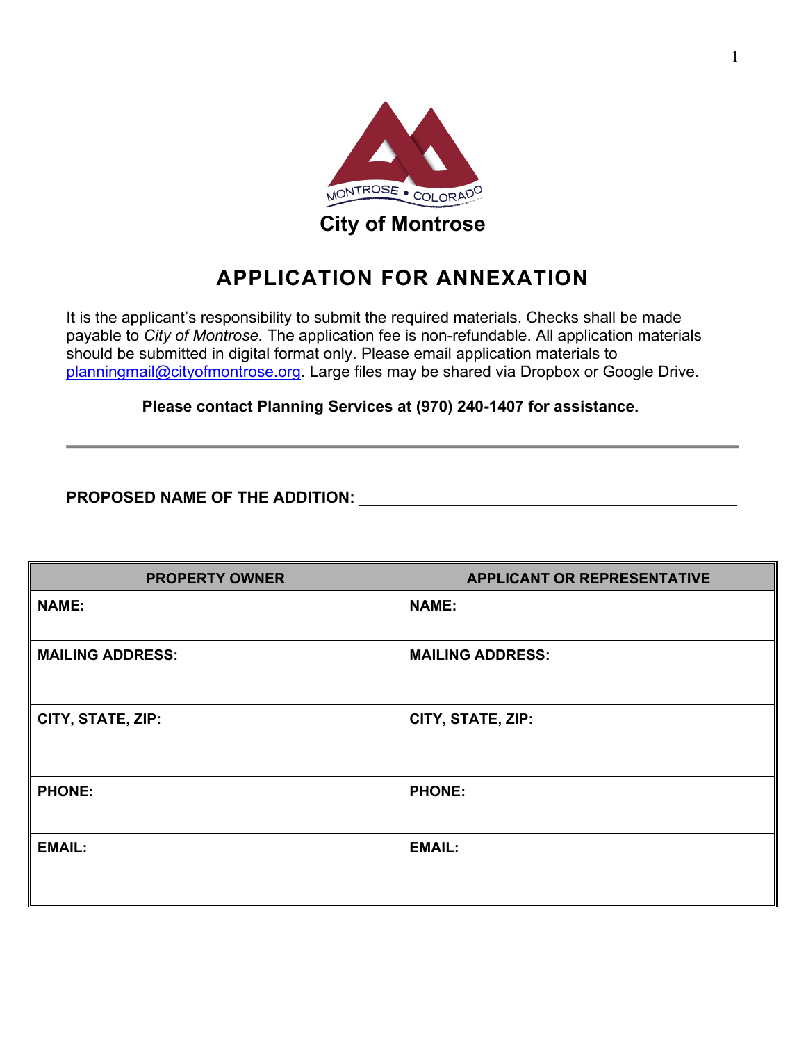MONTROSE • COLORADO

**City of Montrose**

# APPLICATION FOR ANNEXATION

It is the applicant's responsibility to submit the required materials. Checks shall be made payable to *City of Montrose.* The application fee is non-refundable. All application materials should be submitted in digital format only. Please email application materials to planningmail@cityofmontrose.org. Large files may be shared via Dropbox or Google Drive.

**Please contact Planning Services at (970) 240-1407 for assistance.**

---

**PROPOSED NAME OF THE ADDITION:** ____________________________________________

| PROPERTY OWNER | APPLICANT OR REPRESENTATIVE |
|---|---|
| **NAME:** | **NAME:** |
| **MAILING ADDRESS:** | **MAILING ADDRESS:** |
| **CITY, STATE, ZIP:** | **CITY, STATE, ZIP:** |
| **PHONE:** | **PHONE:** |
| **EMAIL:** | **EMAIL:** |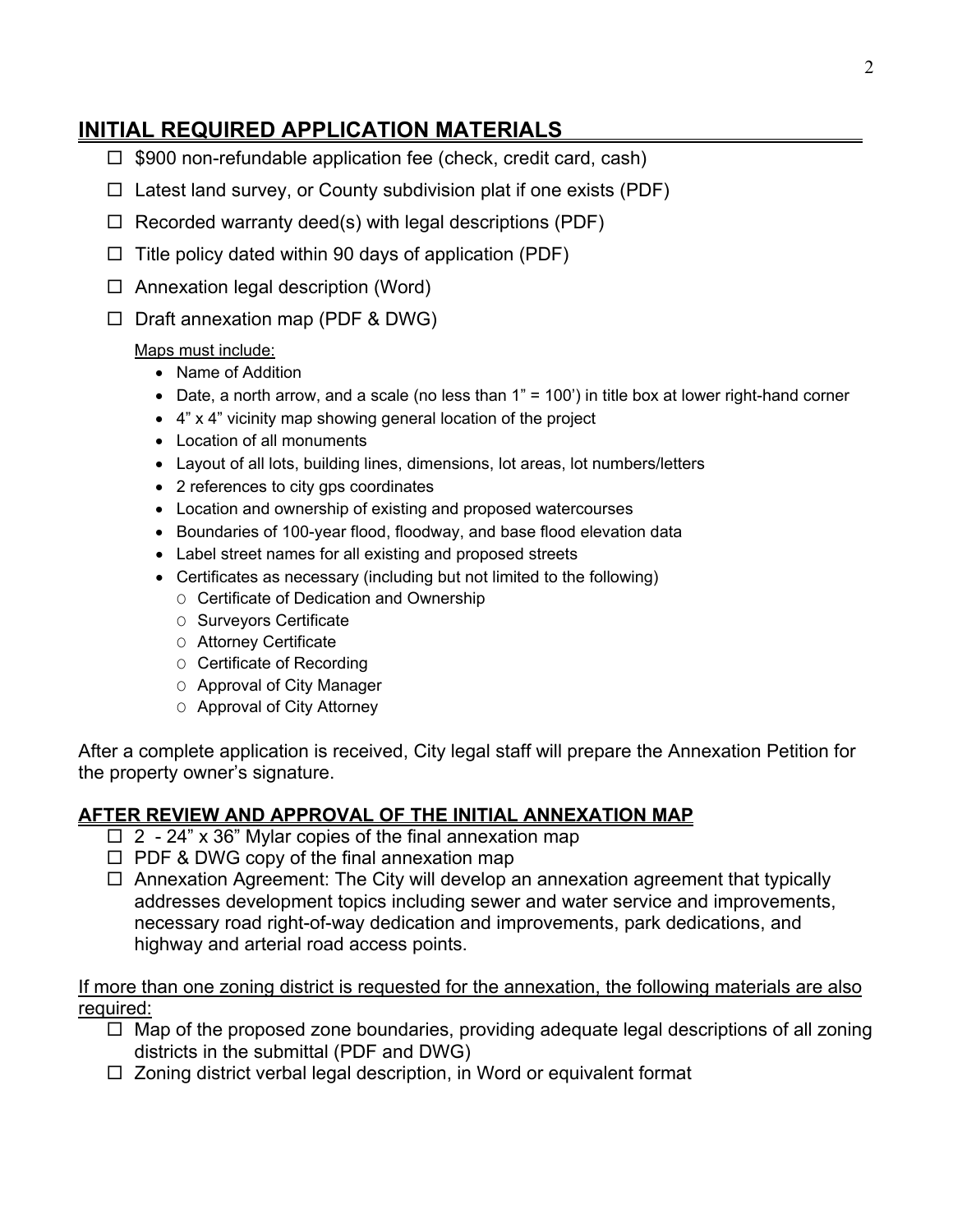## INITIAL REQUIRED APPLICATION MATERIALS

- ☐ $900 non-refundable application fee (check, credit card, cash)
- ☐ Latest land survey, or County subdivision plat if one exists (PDF)
- ☐ Recorded warranty deed(s) with legal descriptions (PDF)
- ☐ Title policy dated within 90 days of application (PDF)
- ☐ Annexation legal description (Word)
- ☐ Draft annexation map (PDF & DWG)

<u>Maps must include:</u>

- Name of Addition
- Date, a north arrow, and a scale (no less than 1" = 100') in title box at lower right-hand corner
- 4" x 4" vicinity map showing general location of the project
- Location of all monuments
- Layout of all lots, building lines, dimensions, lot areas, lot numbers/letters
- 2 references to city gps coordinates
- Location and ownership of existing and proposed watercourses
- Boundaries of 100-year flood, floodway, and base flood elevation data
- Label street names for all existing and proposed streets
- Certificates as necessary (including but not limited to the following)
  - Certificate of Dedication and Ownership
  - Surveyors Certificate
  - Attorney Certificate
  - Certificate of Recording
  - Approval of City Manager
  - Approval of City Attorney

After a complete application is received, City legal staff will prepare the Annexation Petition for the property owner's signature.

### AFTER REVIEW AND APPROVAL OF THE INITIAL ANNEXATION MAP

- ☐ 2 - 24" x 36" Mylar copies of the final annexation map
- ☐ PDF & DWG copy of the final annexation map
- ☐ Annexation Agreement: The City will develop an annexation agreement that typically addresses development topics including sewer and water service and improvements, necessary road right-of-way dedication and improvements, park dedications, and highway and arterial road access points.

<u>If more than one zoning district is requested for the annexation, the following materials are also required:</u>

- ☐ Map of the proposed zone boundaries, providing adequate legal descriptions of all zoning districts in the submittal (PDF and DWG)
- ☐ Zoning district verbal legal description, in Word or equivalent format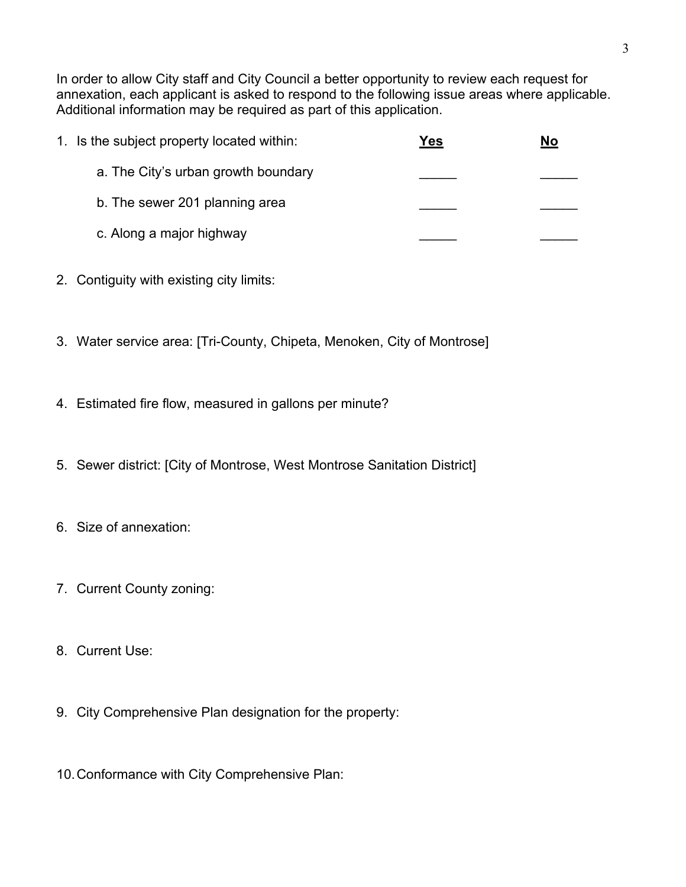In order to allow City staff and City Council a better opportunity to review each request for annexation, each applicant is asked to respond to the following issue areas where applicable. Additional information may be required as part of this application.

| 1. Is the subject property located within: | **Yes** | **No** |
|---|---|---|
| a. The City's urban growth boundary | _____ | _____ |
| b. The sewer 201 planning area | _____ | _____ |
| c. Along a major highway | _____ | _____ |

2. Contiguity with existing city limits:

3. Water service area: [Tri-County, Chipeta, Menoken, City of Montrose]

4. Estimated fire flow, measured in gallons per minute?

5. Sewer district: [City of Montrose, West Montrose Sanitation District]

6. Size of annexation:

7. Current County zoning:

8. Current Use:

9. City Comprehensive Plan designation for the property:

10. Conformance with City Comprehensive Plan: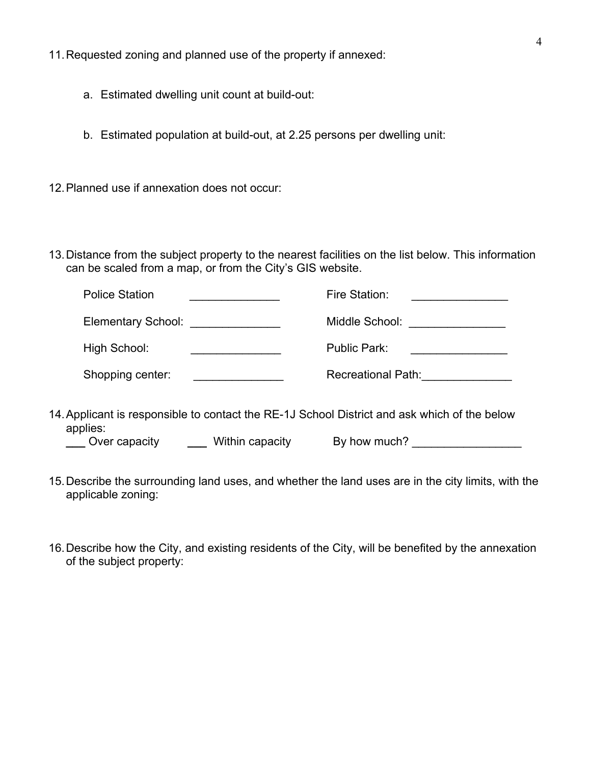11. Requested zoning and planned use of the property if annexed:

    a. Estimated dwelling unit count at build-out:

    b. Estimated population at build-out, at 2.25 persons per dwelling unit:

12. Planned use if annexation does not occur:

13. Distance from the subject property to the nearest facilities on the list below. This information can be scaled from a map, or from the City's GIS website.

    Police Station ______________ Fire Station: _______________

    Elementary School: ______________ Middle School: _______________

    High School: ______________ Public Park: _______________

    Shopping center: ______________ Recreational Path: ______________

14. Applicant is responsible to contact the RE-1J School District and ask which of the below applies:
    ___ Over capacity ___ Within capacity By how much? _________________

15. Describe the surrounding land uses, and whether the land uses are in the city limits, with the applicable zoning:

16. Describe how the City, and existing residents of the City, will be benefited by the annexation of the subject property: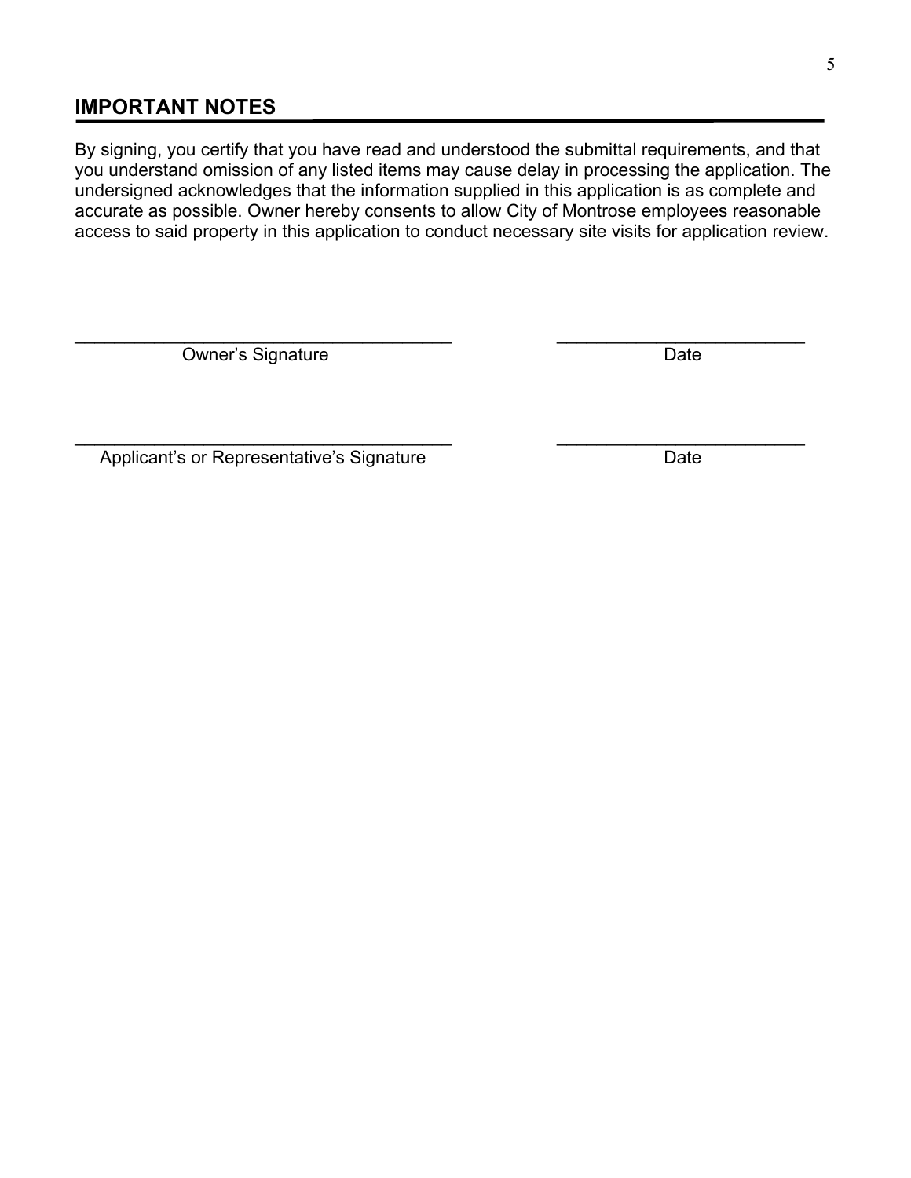## IMPORTANT NOTES

By signing, you certify that you have read and understood the submittal requirements, and that you understand omission of any listed items may cause delay in processing the application. The undersigned acknowledges that the information supplied in this application is as complete and accurate as possible. Owner hereby consents to allow City of Montrose employees reasonable access to said property in this application to conduct necessary site visits for application review.

\_\_\_\_\_\_\_\_\_\_\_\_\_\_\_\_\_\_\_\_\_\_\_\_\_\_\_\_\_\_\_\_\_\_\_\_\_\_\_\_ \_\_\_\_\_\_\_\_\_\_\_\_\_\_\_\_\_\_\_\_\_\_\_\_\_\_

Owner's Signature Date

\_\_\_\_\_\_\_\_\_\_\_\_\_\_\_\_\_\_\_\_\_\_\_\_\_\_\_\_\_\_\_\_\_\_\_\_\_\_\_\_ \_\_\_\_\_\_\_\_\_\_\_\_\_\_\_\_\_\_\_\_\_\_\_\_\_\_

Applicant's or Representative's Signature Date